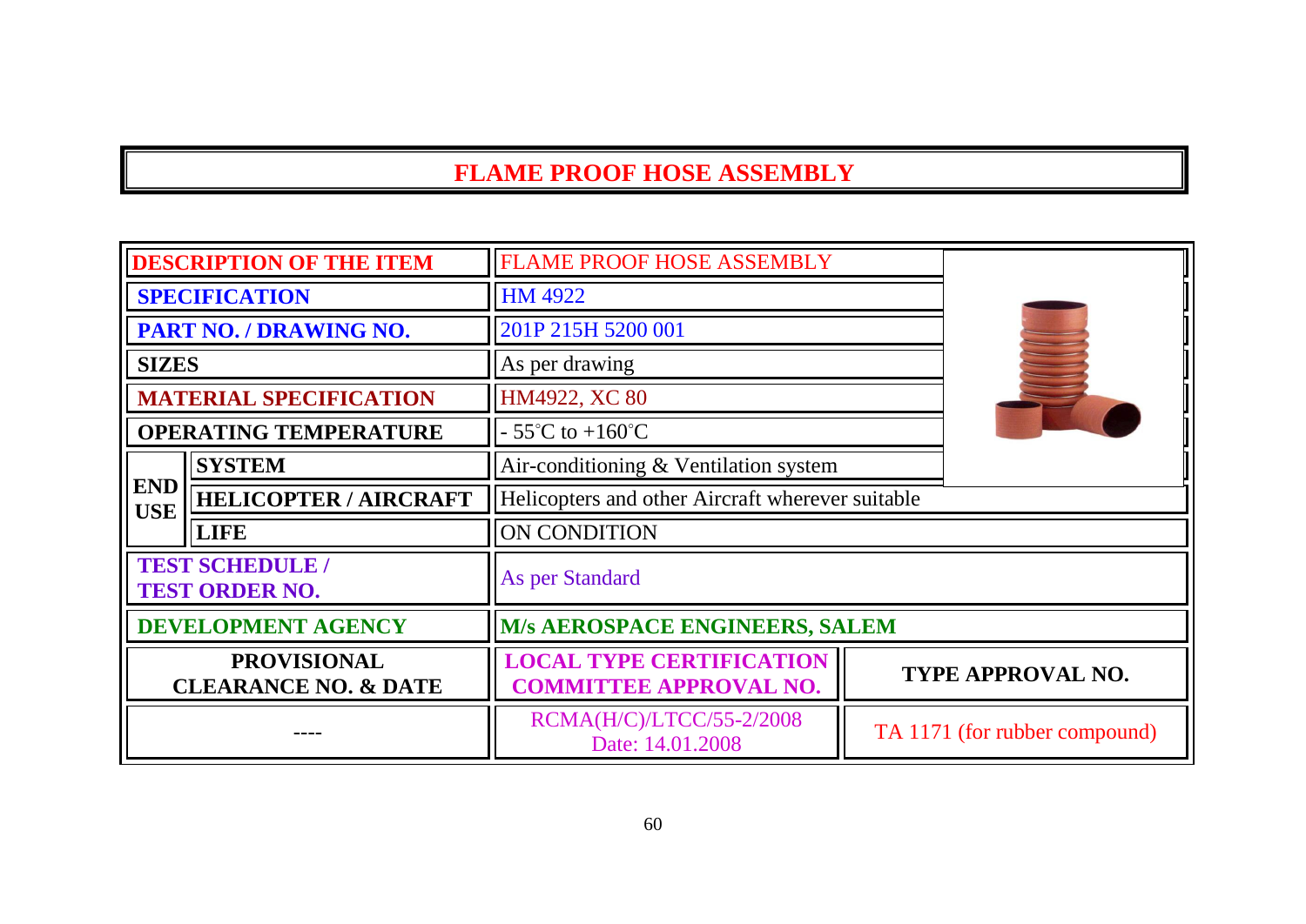# FLAME PROOF HOSE ASSEMBLY

| | | | |
|---|---|---|---|
| **DESCRIPTION OF THE ITEM** | | FLAME PROOF HOSE ASSEMBLY | |
| **SPECIFICATION** | | HM 4922 | |
| **PART NO. / DRAWING NO.** | | 201P 215H 5200 001 | |
| **SIZES** | | As per drawing | |
| **MATERIAL SPECIFICATION** | | HM4922, XC 80 | |
| **OPERATING TEMPERATURE** | | - 55°C to +160°C | |
| **END USE** | **SYSTEM** | Air-conditioning & Ventilation system | |
| | **HELICOPTER / AIRCRAFT** | Helicopters and other Aircraft wherever suitable | |
| | **LIFE** | ON CONDITION | |
| **TEST SCHEDULE / TEST ORDER NO.** | | As per Standard | |
| **DEVELOPMENT AGENCY** | | **M/s AEROSPACE ENGINEERS, SALEM** | |
| **PROVISIONAL CLEARANCE NO. & DATE** | | **LOCAL TYPE CERTIFICATION COMMITTEE APPROVAL NO.** | **TYPE APPROVAL NO.** |
| ---- | | RCMA(H/C)/LTCC/55-2/2008 Date: 14.01.2008 | TA 1171 (for rubber compound) |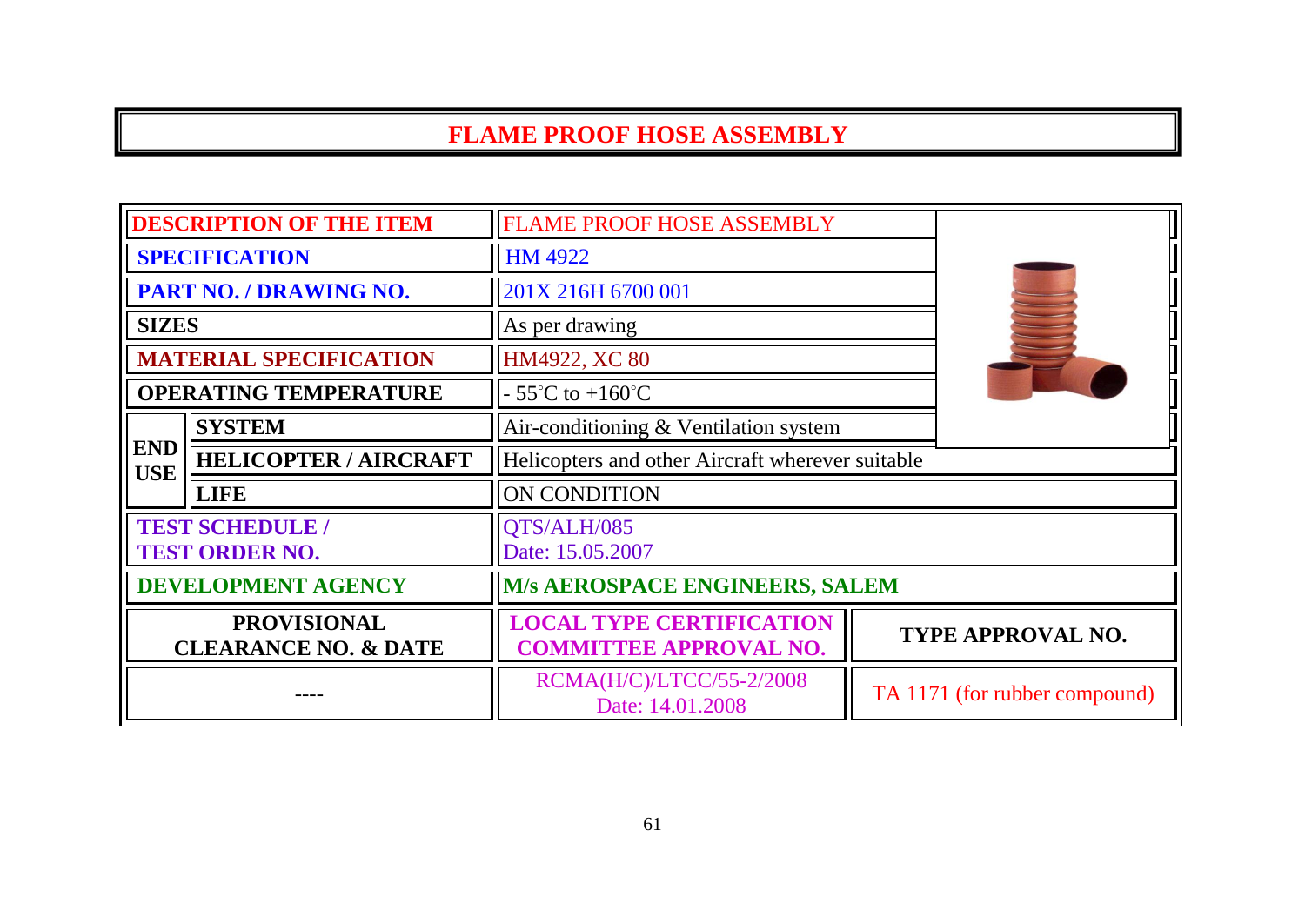# FLAME PROOF HOSE ASSEMBLY

| | | | |
|---|---|---|---|
| **DESCRIPTION OF THE ITEM** | | FLAME PROOF HOSE ASSEMBLY | |
| **SPECIFICATION** | | HM 4922 | |
| **PART NO. / DRAWING NO.** | | 201X 216H 6700 001 | |
| **SIZES** | | As per drawing | |
| **MATERIAL SPECIFICATION** | | HM4922, XC 80 | |
| **OPERATING TEMPERATURE** | | - 55°C to +160°C | |
| **END USE** | **SYSTEM** | Air-conditioning & Ventilation system | |
| | **HELICOPTER / AIRCRAFT** | Helicopters and other Aircraft wherever suitable | |
| | **LIFE** | ON CONDITION | |
| **TEST SCHEDULE / TEST ORDER NO.** | | QTS/ALH/085 Date: 15.05.2007 | |
| **DEVELOPMENT AGENCY** | | **M/s AEROSPACE ENGINEERS, SALEM** | |
| **PROVISIONAL CLEARANCE NO. & DATE** | | **LOCAL TYPE CERTIFICATION COMMITTEE APPROVAL NO.** | **TYPE APPROVAL NO.** |
| ---- | | RCMA(H/C)/LTCC/55-2/2008 Date: 14.01.2008 | TA 1171 (for rubber compound) |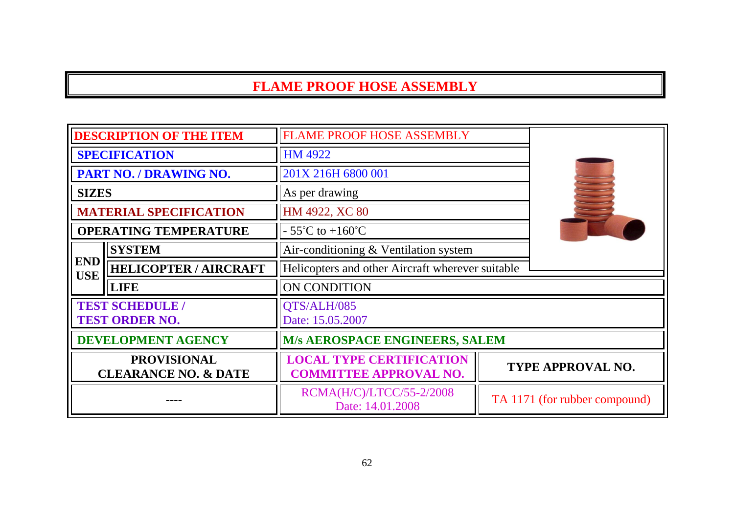# FLAME PROOF HOSE ASSEMBLY

| | | | |
|---|---|---|---|
| **DESCRIPTION OF THE ITEM** | | FLAME PROOF HOSE ASSEMBLY | |
| **SPECIFICATION** | | HM 4922 | |
| **PART NO. / DRAWING NO.** | | 201X 216H 6800 001 | |
| **SIZES** | | As per drawing | |
| **MATERIAL SPECIFICATION** | | HM 4922, XC 80 | |
| **OPERATING TEMPERATURE** | | - 55°C to +160°C | |
| **END USE** | **SYSTEM** | Air-conditioning & Ventilation system | |
| | **HELICOPTER / AIRCRAFT** | Helicopters and other Aircraft wherever suitable | |
| | **LIFE** | ON CONDITION | |
| **TEST SCHEDULE / TEST ORDER NO.** | | QTS/ALH/085 Date: 15.05.2007 | |
| **DEVELOPMENT AGENCY** | | **M/s AEROSPACE ENGINEERS, SALEM** | |
| **PROVISIONAL CLEARANCE NO. & DATE** | | **LOCAL TYPE CERTIFICATION COMMITTEE APPROVAL NO.** | **TYPE APPROVAL NO.** |
| ---- | | RCMA(H/C)/LTCC/55-2/2008 Date: 14.01.2008 | TA 1171 (for rubber compound) |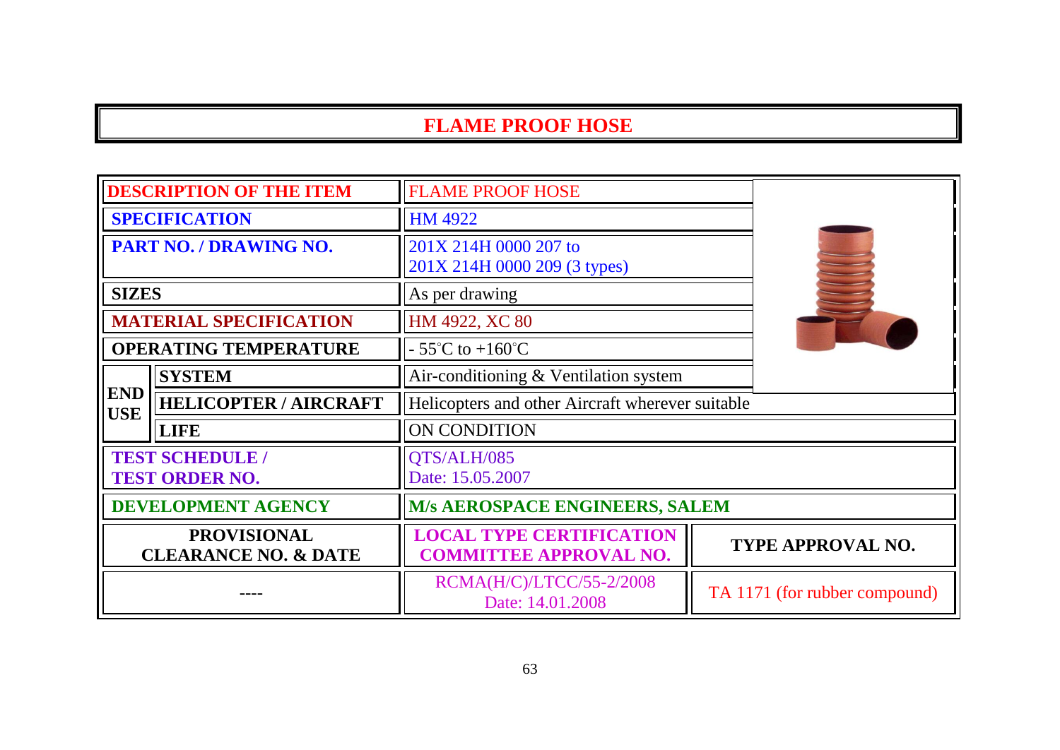# FLAME PROOF HOSE

| | | |
|---|---|---|
| **DESCRIPTION OF THE ITEM** | | FLAME PROOF HOSE |
| **SPECIFICATION** | | HM 4922 |
| **PART NO. / DRAWING NO.** | | 201X 214H 0000 207 to 201X 214H 0000 209 (3 types) |
| **SIZES** | | As per drawing |
| **MATERIAL SPECIFICATION** | | HM 4922, XC 80 |
| **OPERATING TEMPERATURE** | | - 55˚C to +160˚C |
| **END USE** | **SYSTEM** | Air-conditioning & Ventilation system |
| | **HELICOPTER / AIRCRAFT** | Helicopters and other Aircraft wherever suitable |
| | **LIFE** | ON CONDITION |
| **TEST SCHEDULE / TEST ORDER NO.** | | QTS/ALH/085 Date: 15.05.2007 |
| **DEVELOPMENT AGENCY** | | **M/s AEROSPACE ENGINEERS, SALEM** |

| **PROVISIONAL CLEARANCE NO. & DATE** | **LOCAL TYPE CERTIFICATION COMMITTEE APPROVAL NO.** | **TYPE APPROVAL NO.** |
|---|---|---|
| ---- | RCMA(H/C)/LTCC/55-2/2008 Date: 14.01.2008 | TA 1171 (for rubber compound) |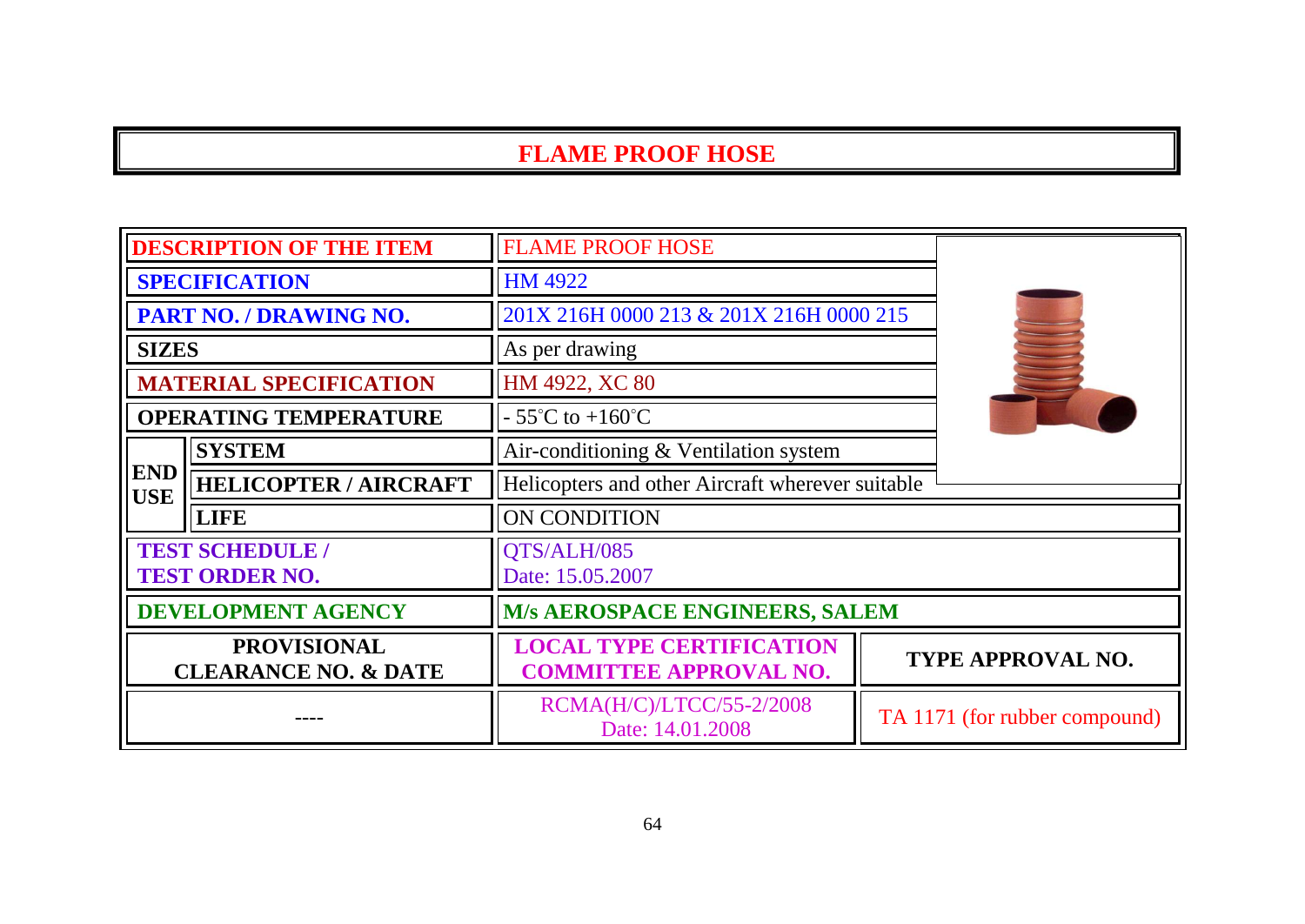# FLAME PROOF HOSE

| | | | |
|---|---|---|---|
| **DESCRIPTION OF THE ITEM** | | FLAME PROOF HOSE | |
| **SPECIFICATION** | | HM 4922 | |
| **PART NO. / DRAWING NO.** | | 201X 216H 0000 213 & 201X 216H 0000 215 | |
| **SIZES** | | As per drawing | |
| **MATERIAL SPECIFICATION** | | HM 4922, XC 80 | |
| **OPERATING TEMPERATURE** | | - 55°C to +160°C | |
| **END USE** | **SYSTEM** | Air-conditioning & Ventilation system | |
| | **HELICOPTER / AIRCRAFT** | Helicopters and other Aircraft wherever suitable | |
| | **LIFE** | ON CONDITION | |
| **TEST SCHEDULE / TEST ORDER NO.** | | QTS/ALH/085 Date: 15.05.2007 | |
| **DEVELOPMENT AGENCY** | | **M/s AEROSPACE ENGINEERS, SALEM** | |
| **PROVISIONAL CLEARANCE NO. & DATE** | | **LOCAL TYPE CERTIFICATION COMMITTEE APPROVAL NO.** | **TYPE APPROVAL NO.** |
| ---- | | RCMA(H/C)/LTCC/55-2/2008 Date: 14.01.2008 | TA 1171 (for rubber compound) |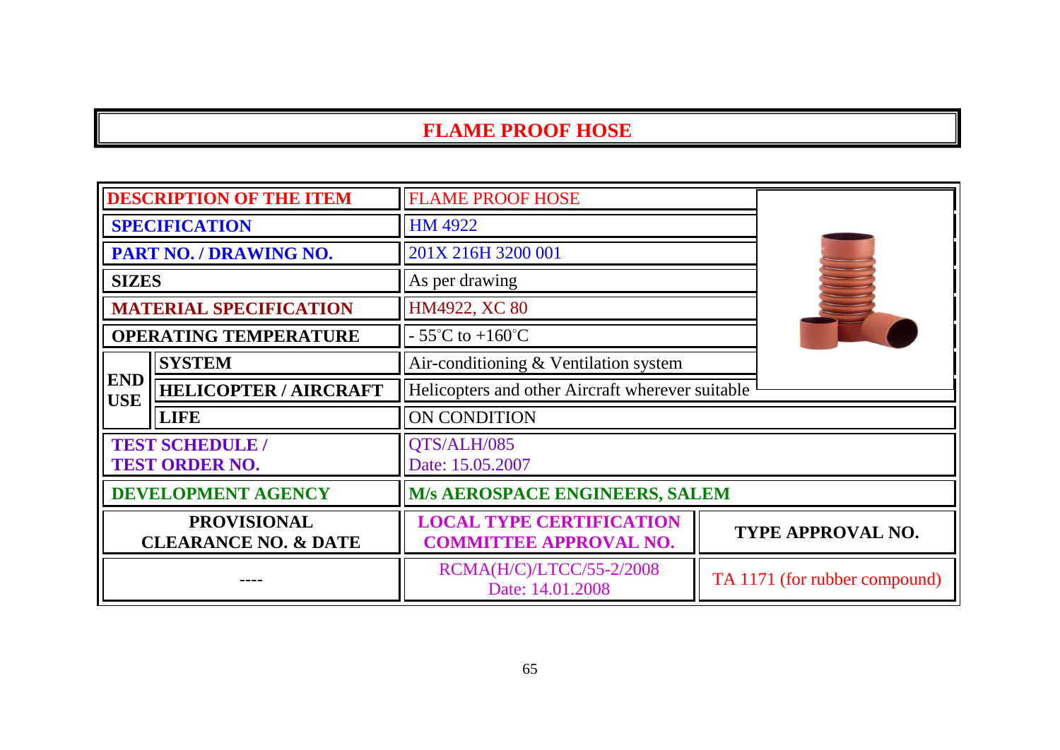# FLAME PROOF HOSE

| | | | |
|---|---|---|---|
| **DESCRIPTION OF THE ITEM** | | FLAME PROOF HOSE | |
| **SPECIFICATION** | | HM 4922 | |
| **PART NO. / DRAWING NO.** | | 201X 216H 3200 001 | |
| **SIZES** | | As per drawing | |
| **MATERIAL SPECIFICATION** | | HM4922, XC 80 | |
| **OPERATING TEMPERATURE** | | - 55°C to +160°C | |
| **END USE** | **SYSTEM** | Air-conditioning & Ventilation system | |
| | **HELICOPTER / AIRCRAFT** | Helicopters and other Aircraft wherever suitable | |
| | **LIFE** | ON CONDITION | |
| **TEST SCHEDULE / TEST ORDER NO.** | | QTS/ALH/085 Date: 15.05.2007 | |
| **DEVELOPMENT AGENCY** | | **M/s AEROSPACE ENGINEERS, SALEM** | |
| **PROVISIONAL CLEARANCE NO. & DATE** | | **LOCAL TYPE CERTIFICATION COMMITTEE APPROVAL NO.** | **TYPE APPROVAL NO.** |
| ---- | | RCMA(H/C)/LTCC/55-2/2008 Date: 14.01.2008 | TA 1171 (for rubber compound) |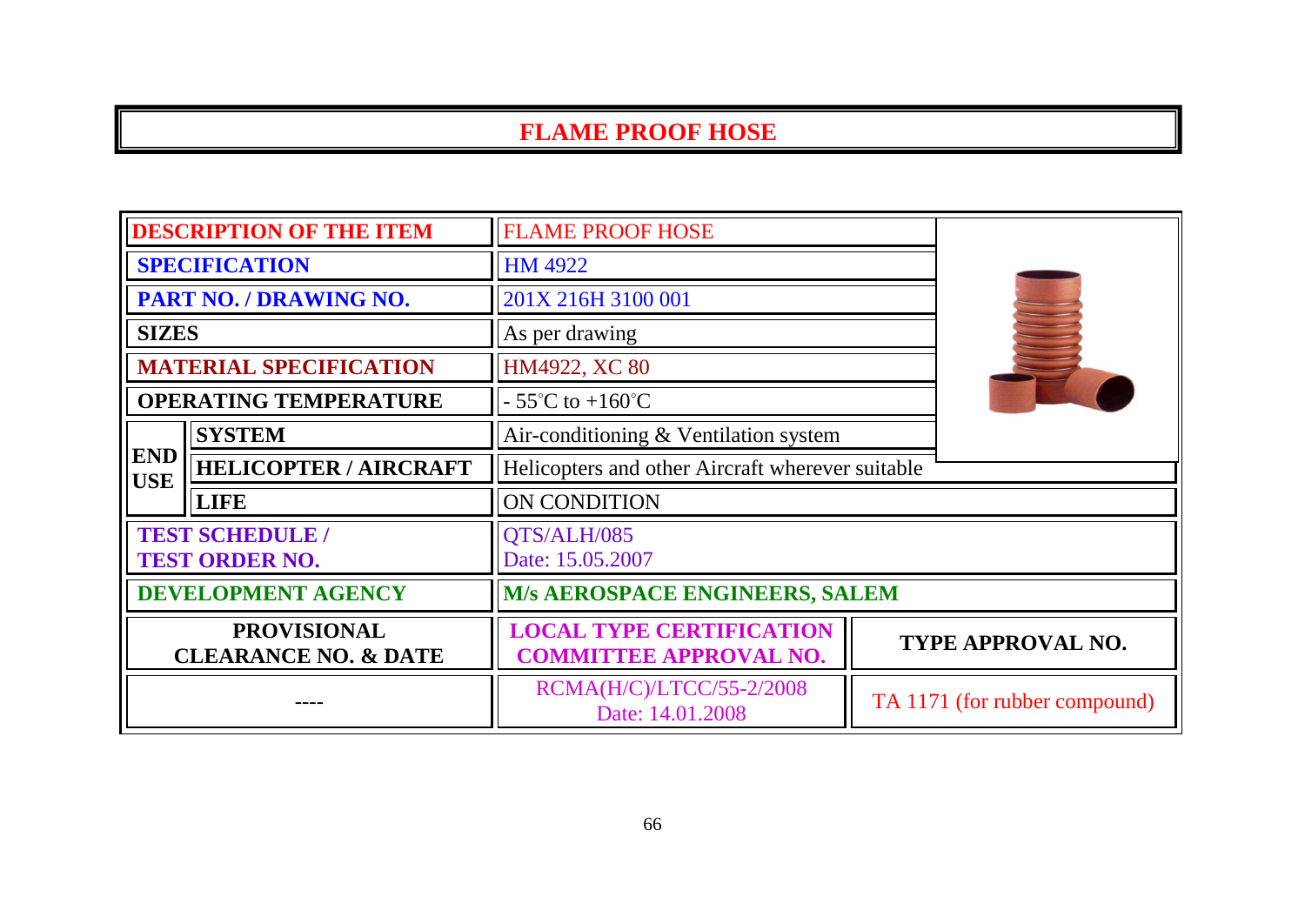# FLAME PROOF HOSE

| | | | |
|---|---|---|---|
| **DESCRIPTION OF THE ITEM** | | FLAME PROOF HOSE | |
| **SPECIFICATION** | | HM 4922 | |
| **PART NO. / DRAWING NO.** | | 201X 216H 3100 001 | |
| **SIZES** | | As per drawing | |
| **MATERIAL SPECIFICATION** | | HM4922, XC 80 | |
| **OPERATING TEMPERATURE** | | - 55°C to +160°C | |
| **END USE** | **SYSTEM** | Air-conditioning & Ventilation system | |
| | **HELICOPTER / AIRCRAFT** | Helicopters and other Aircraft wherever suitable | |
| | **LIFE** | ON CONDITION | |
| **TEST SCHEDULE / TEST ORDER NO.** | | QTS/ALH/085<br>Date: 15.05.2007 | |
| **DEVELOPMENT AGENCY** | | **M/s AEROSPACE ENGINEERS, SALEM** | |
| **PROVISIONAL CLEARANCE NO. & DATE** | | **LOCAL TYPE CERTIFICATION COMMITTEE APPROVAL NO.** | **TYPE APPROVAL NO.** |
| ---- | | RCMA(H/C)/LTCC/55-2/2008<br>Date: 14.01.2008 | TA 1171 (for rubber compound) |